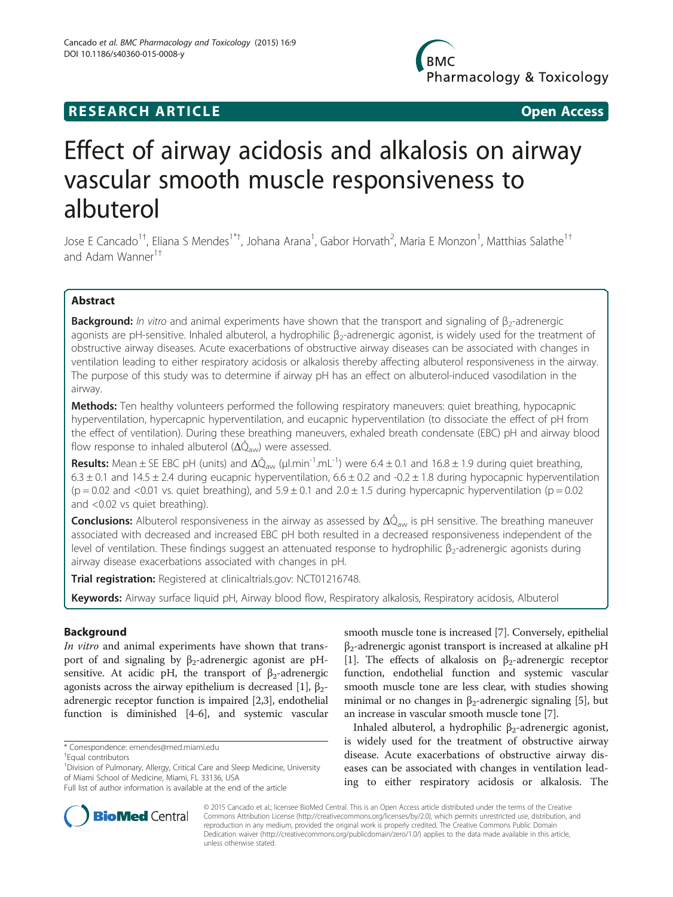RESEARCH ARTICLE

Open Access

# Effect of airway acidosis and alkalosis on airway vascular smooth muscle responsiveness to albuterol

Jose E Cancado[1†], Eliana S Mendes[1*†], Johana Arana[1], Gabor Horvath[2], Maria E Monzon[1], Matthias Salathe[1†] and Adam Wanner[1†]

## Abstract

**Background:** *In vitro* and animal experiments have shown that the transport and signaling of $\beta_2$-adrenergic agonists are pH-sensitive. Inhaled albuterol, a hydrophilic $\beta_2$-adrenergic agonist, is widely used for the treatment of obstructive airway diseases. Acute exacerbations of obstructive airway diseases can be associated with changes in ventilation leading to either respiratory acidosis or alkalosis thereby affecting albuterol responsiveness in the airway. The purpose of this study was to determine if airway pH has an effect on albuterol-induced vasodilation in the airway.

**Methods:** Ten healthy volunteers performed the following respiratory maneuvers: quiet breathing, hypocapnic hyperventilation, hypercapnic hyperventilation, and eucapnic hyperventilation (to dissociate the effect of pH from the effect of ventilation). During these breathing maneuvers, exhaled breath condensate (EBC) pH and airway blood flow response to inhaled albuterol ($\Delta\dot{Q}_{aw}$) were assessed.

**Results:** Mean ± SE EBC pH (units) and $\Delta\dot{Q}_{aw}$ (μl.min$^{-1}$.mL$^{-1}$) were 6.4 ± 0.1 and 16.8 ± 1.9 during quiet breathing, 6.3 ± 0.1 and 14.5 ± 2.4 during eucapnic hyperventilation, 6.6 ± 0.2 and -0.2 ± 1.8 during hypocapnic hyperventilation ($p = 0.02$ and $<0.01$ vs. quiet breathing), and 5.9 ± 0.1 and 2.0 ± 1.5 during hypercapnic hyperventilation ($p = 0.02$ and $<0.02$ vs quiet breathing).

**Conclusions:** Albuterol responsiveness in the airway as assessed by $\Delta\dot{Q}_{aw}$ is pH sensitive. The breathing maneuver associated with decreased and increased EBC pH both resulted in a decreased responsiveness independent of the level of ventilation. These findings suggest an attenuated response to hydrophilic $\beta_2$-adrenergic agonists during airway disease exacerbations associated with changes in pH.

**Trial registration:** Registered at clinicaltrials.gov: NCT01216748.

**Keywords:** Airway surface liquid pH, Airway blood flow, Respiratory alkalosis, Respiratory acidosis, Albuterol

## Background

*In vitro* and animal experiments have shown that transport of and signaling by $\beta_2$-adrenergic agonist are pH-sensitive. At acidic pH, the transport of $\beta_2$-adrenergic agonists across the airway epithelium is decreased [1], $\beta_2$-adrenergic receptor function is impaired [2,3], endothelial function is diminished [4-6], and systemic vascular smooth muscle tone is increased [7]. Conversely, epithelial $\beta_2$-adrenergic agonist transport is increased at alkaline pH [1]. The effects of alkalosis on $\beta_2$-adrenergic receptor function, endothelial function and systemic vascular smooth muscle tone are less clear, with studies showing minimal or no changes in $\beta_2$-adrenergic signaling [5], but an increase in vascular smooth muscle tone [7].

Inhaled albuterol, a hydrophilic $\beta_2$-adrenergic agonist, is widely used for the treatment of obstructive airway disease. Acute exacerbations of obstructive airway diseases can be associated with changes in ventilation leading to either respiratory acidosis or alkalosis. The

\* Correspondence: emendes@med.miami.edu
†Equal contributors
[1]Division of Pulmonary, Allergy, Critical Care and Sleep Medicine, University of Miami School of Medicine, Miami, FL 33136, USA
Full list of author information is available at the end of the article

© 2015 Cancado et al.; licensee BioMed Central. This is an Open Access article distributed under the terms of the Creative Commons Attribution License (http://creativecommons.org/licenses/by/2.0), which permits unrestricted use, distribution, and reproduction in any medium, provided the original work is properly credited. The Creative Commons Public Domain Dedication waiver (http://creativecommons.org/publicdomain/zero/1.0/) applies to the data made available in this article, unless otherwise stated.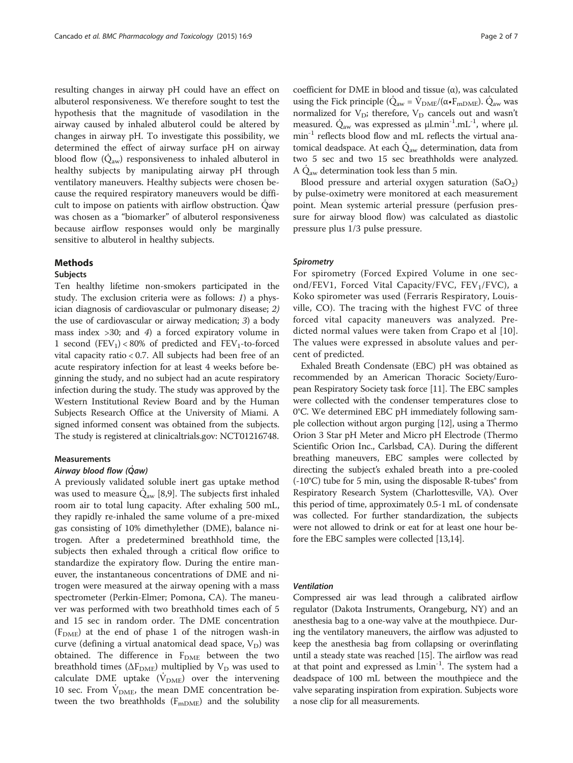resulting changes in airway pH could have an effect on albuterol responsiveness. We therefore sought to test the hypothesis that the magnitude of vasodilation in the airway caused by inhaled albuterol could be altered by changes in airway pH. To investigate this possibility, we determined the effect of airway surface pH on airway blood flow ($\dot{Q}_{aw}$) responsiveness to inhaled albuterol in healthy subjects by manipulating airway pH through ventilatory maneuvers. Healthy subjects were chosen because the required respiratory maneuvers would be difficult to impose on patients with airflow obstruction. $\dot{Q}aw$ was chosen as a "biomarker" of albuterol responsiveness because airflow responses would only be marginally sensitive to albuterol in healthy subjects.

## Methods

### Subjects

Ten healthy lifetime non-smokers participated in the study. The exclusion criteria were as follows: *1)* a physician diagnosis of cardiovascular or pulmonary disease; *2)* the use of cardiovascular or airway medication; *3)* a body mass index >30; and *4)* a forced expiratory volume in 1 second ($FEV_1$) < 80% of predicted and $FEV_1$-to-forced vital capacity ratio < 0.7. All subjects had been free of an acute respiratory infection for at least 4 weeks before beginning the study, and no subject had an acute respiratory infection during the study. The study was approved by the Western Institutional Review Board and by the Human Subjects Research Office at the University of Miami. A signed informed consent was obtained from the subjects. The study is registered at clinicaltrials.gov: NCT01216748.

### Measurements

#### *Airway blood flow ($\dot{Q}aw$)*

A previously validated soluble inert gas uptake method was used to measure $\dot{Q}_{aw}$ [8,9]. The subjects first inhaled room air to total lung capacity. After exhaling 500 mL, they rapidly re-inhaled the same volume of a pre-mixed gas consisting of 10% dimethylether (DME), balance nitrogen. After a predetermined breathhold time, the subjects then exhaled through a critical flow orifice to standardize the expiratory flow. During the entire maneuver, the instantaneous concentrations of DME and nitrogen were measured at the airway opening with a mass spectrometer (Perkin-Elmer; Pomona, CA). The maneuver was performed with two breathhold times each of 5 and 15 sec in random order. The DME concentration ($F_{DME}$) at the end of phase 1 of the nitrogen wash-in curve (defining a virtual anatomical dead space, $V_D$) was obtained. The difference in $F_{DME}$ between the two breathhold times ($\Delta F_{DME}$) multiplied by $V_D$ was used to calculate DME uptake ($\dot{V}_{DME}$) over the intervening 10 sec. From $\dot{V}_{DME}$, the mean DME concentration between the two breathholds ($F_{mDME}$) and the solubility coefficient for DME in blood and tissue ($\alpha$), was calculated using the Fick principle ($\dot{Q}_{aw} = \dot{V}_{DME}/(\alpha \bullet F_{mDME})$. $\dot{Q}_{aw}$ was normalized for $V_D$; therefore, $V_D$ cancels out and wasn't measured. $\dot{Q}_{aw}$ was expressed as $\mu l.min^{-1}.mL^{-1}$, where $\mu l.min^{-1}$ reflects blood flow and mL reflects the virtual anatomical deadspace. At each $\dot{Q}_{aw}$ determination, data from two 5 sec and two 15 sec breathholds were analyzed. A $\dot{Q}_{aw}$ determination took less than 5 min.

Blood pressure and arterial oxygen saturation ($SaO_2$) by pulse-oximetry were monitored at each measurement point. Mean systemic arterial pressure (perfusion pressure for airway blood flow) was calculated as diastolic pressure plus 1/3 pulse pressure.

#### *Spirometry*

For spirometry (Forced Expired Volume in one second/FEV1, Forced Vital Capacity/FVC, $FEV_1$/FVC), a Koko spirometer was used (Ferraris Respiratory, Louisville, CO). The tracing with the highest FVC of three forced vital capacity maneuvers was analyzed. Predicted normal values were taken from Crapo et al [10]. The values were expressed in absolute values and percent of predicted.

Exhaled Breath Condensate (EBC) pH was obtained as recommended by an American Thoracic Society/European Respiratory Society task force [11]. The EBC samples were collected with the condenser temperatures close to 0°C. We determined EBC pH immediately following sample collection without argon purging [12], using a Thermo Orion 3 Star pH Meter and Micro pH Electrode (Thermo Scientific Orion Inc., Carlsbad, CA). During the different breathing maneuvers, EBC samples were collected by directing the subject's exhaled breath into a pre-cooled (-10°C) tube for 5 min, using the disposable R-tubes® from Respiratory Research System (Charlottesville, VA). Over this period of time, approximately 0.5-1 mL of condensate was collected. For further standardization, the subjects were not allowed to drink or eat for at least one hour before the EBC samples were collected [13,14].

#### *Ventilation*

Compressed air was lead through a calibrated airflow regulator (Dakota Instruments, Orangeburg, NY) and an anesthesia bag to a one-way valve at the mouthpiece. During the ventilatory maneuvers, the airflow was adjusted to keep the anesthesia bag from collapsing or overinflating until a steady state was reached [15]. The airflow was read at that point and expressed as $l.min^{-1}$. The system had a deadspace of 100 mL between the mouthpiece and the valve separating inspiration from expiration. Subjects wore a nose clip for all measurements.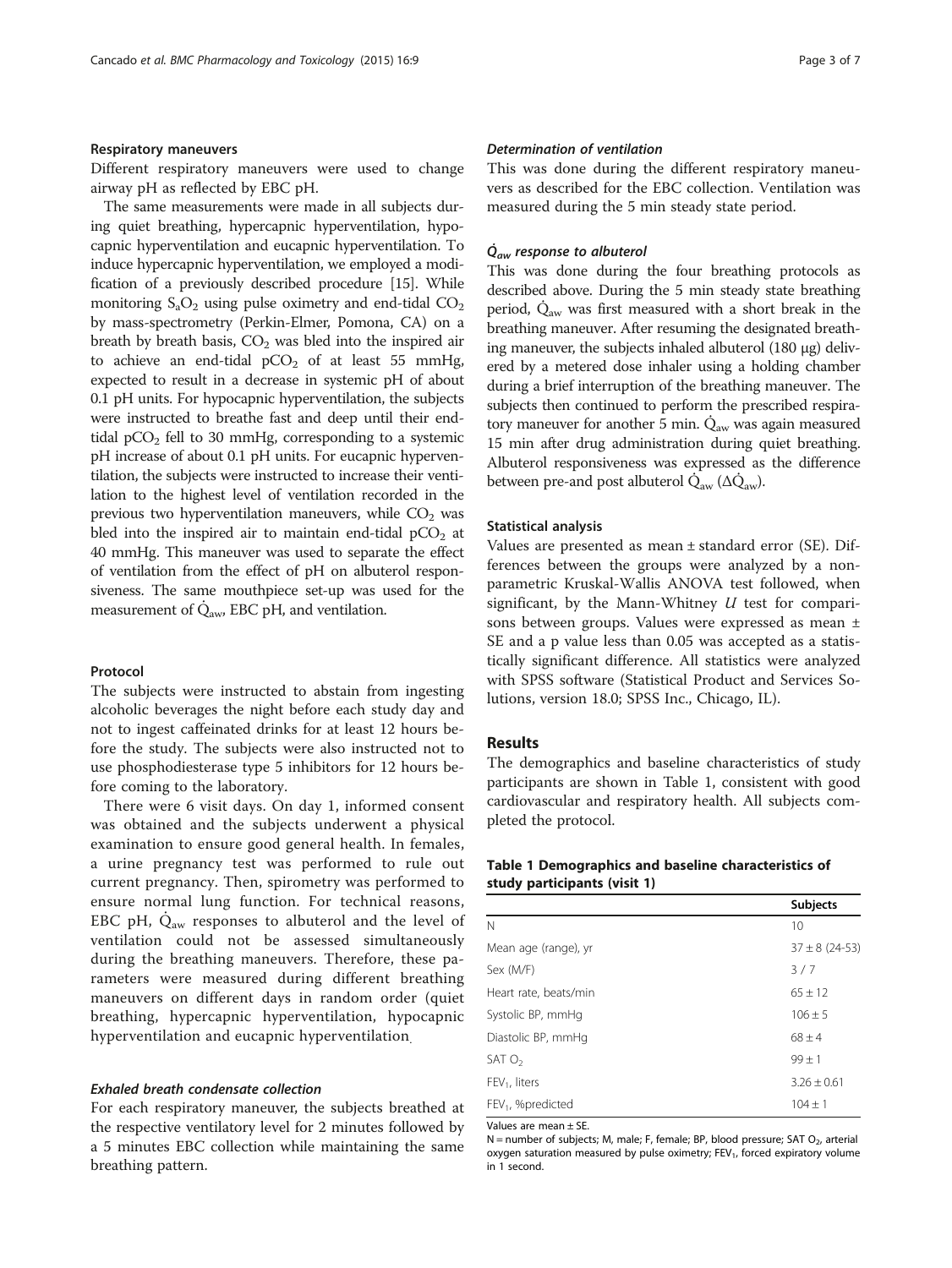### Respiratory maneuvers

Different respiratory maneuvers were used to change airway pH as reflected by EBC pH.

The same measurements were made in all subjects during quiet breathing, hypercapnic hyperventilation, hypocapnic hyperventilation and eucapnic hyperventilation. To induce hypercapnic hyperventilation, we employed a modification of a previously described procedure [15]. While monitoring $S_aO_2$ using pulse oximetry and end-tidal $CO_2$ by mass-spectrometry (Perkin-Elmer, Pomona, CA) on a breath by breath basis, $CO_2$ was bled into the inspired air to achieve an end-tidal $pCO_2$ of at least 55 mmHg, expected to result in a decrease in systemic pH of about 0.1 pH units. For hypocapnic hyperventilation, the subjects were instructed to breathe fast and deep until their end-tidal $pCO_2$ fell to 30 mmHg, corresponding to a systemic pH increase of about 0.1 pH units. For eucapnic hyperventilation, the subjects were instructed to increase their ventilation to the highest level of ventilation recorded in the previous two hyperventilation maneuvers, while $CO_2$ was bled into the inspired air to maintain end-tidal $pCO_2$ at 40 mmHg. This maneuver was used to separate the effect of ventilation from the effect of pH on albuterol responsiveness. The same mouthpiece set-up was used for the measurement of $\dot{Q}_{aw}$, EBC pH, and ventilation.

### Protocol

The subjects were instructed to abstain from ingesting alcoholic beverages the night before each study day and not to ingest caffeinated drinks for at least 12 hours before the study. The subjects were also instructed not to use phosphodiesterase type 5 inhibitors for 12 hours before coming to the laboratory.

There were 6 visit days. On day 1, informed consent was obtained and the subjects underwent a physical examination to ensure good general health. In females, a urine pregnancy test was performed to rule out current pregnancy. Then, spirometry was performed to ensure normal lung function. For technical reasons, EBC pH, $\dot{Q}_{aw}$ responses to albuterol and the level of ventilation could not be assessed simultaneously during the breathing maneuvers. Therefore, these parameters were measured during different breathing maneuvers on different days in random order (quiet breathing, hypercapnic hyperventilation, hypocapnic hyperventilation and eucapnic hyperventilation.

#### *Exhaled breath condensate collection*

For each respiratory maneuver, the subjects breathed at the respective ventilatory level for 2 minutes followed by a 5 minutes EBC collection while maintaining the same breathing pattern.

#### *Determination of ventilation*

This was done during the different respiratory maneuvers as described for the EBC collection. Ventilation was measured during the 5 min steady state period.

#### *$\dot{Q}_{aw}$ response to albuterol*

This was done during the four breathing protocols as described above. During the 5 min steady state breathing period, $\dot{Q}_{aw}$ was first measured with a short break in the breathing maneuver. After resuming the designated breathing maneuver, the subjects inhaled albuterol (180 μg) delivered by a metered dose inhaler using a holding chamber during a brief interruption of the breathing maneuver. The subjects then continued to perform the prescribed respiratory maneuver for another 5 min. $\dot{Q}_{aw}$ was again measured 15 min after drug administration during quiet breathing. Albuterol responsiveness was expressed as the difference between pre-and post albuterol $\dot{Q}_{aw}$ ($\Delta\dot{Q}_{aw}$).

### Statistical analysis

Values are presented as mean ± standard error (SE). Differences between the groups were analyzed by a nonparametric Kruskal-Wallis ANOVA test followed, when significant, by the Mann-Whitney *U* test for comparisons between groups. Values were expressed as mean ± SE and a p value less than 0.05 was accepted as a statistically significant difference. All statistics were analyzed with SPSS software (Statistical Product and Services Solutions, version 18.0; SPSS Inc., Chicago, IL).

## Results

The demographics and baseline characteristics of study participants are shown in Table 1, consistent with good cardiovascular and respiratory health. All subjects completed the protocol.

**Table 1 Demographics and baseline characteristics of study participants (visit 1)**

| | Subjects |
|---|---|
| N | 10 |
| Mean age (range), yr | 37 ± 8 (24-53) |
| Sex (M/F) | 3 / 7 |
| Heart rate, beats/min | 65 ± 12 |
| Systolic BP, mmHg | 106 ± 5 |
| Diastolic BP, mmHg | 68 ± 4 |
| SAT $O_2$ | 99 ± 1 |
| $FEV_1$, liters | 3.26 ± 0.61 |
| $FEV_1$, %predicted | 104 ± 1 |

Values are mean ± SE.
N = number of subjects; M, male; F, female; BP, blood pressure; SAT $O_2$, arterial oxygen saturation measured by pulse oximetry; $FEV_1$, forced expiratory volume in 1 second.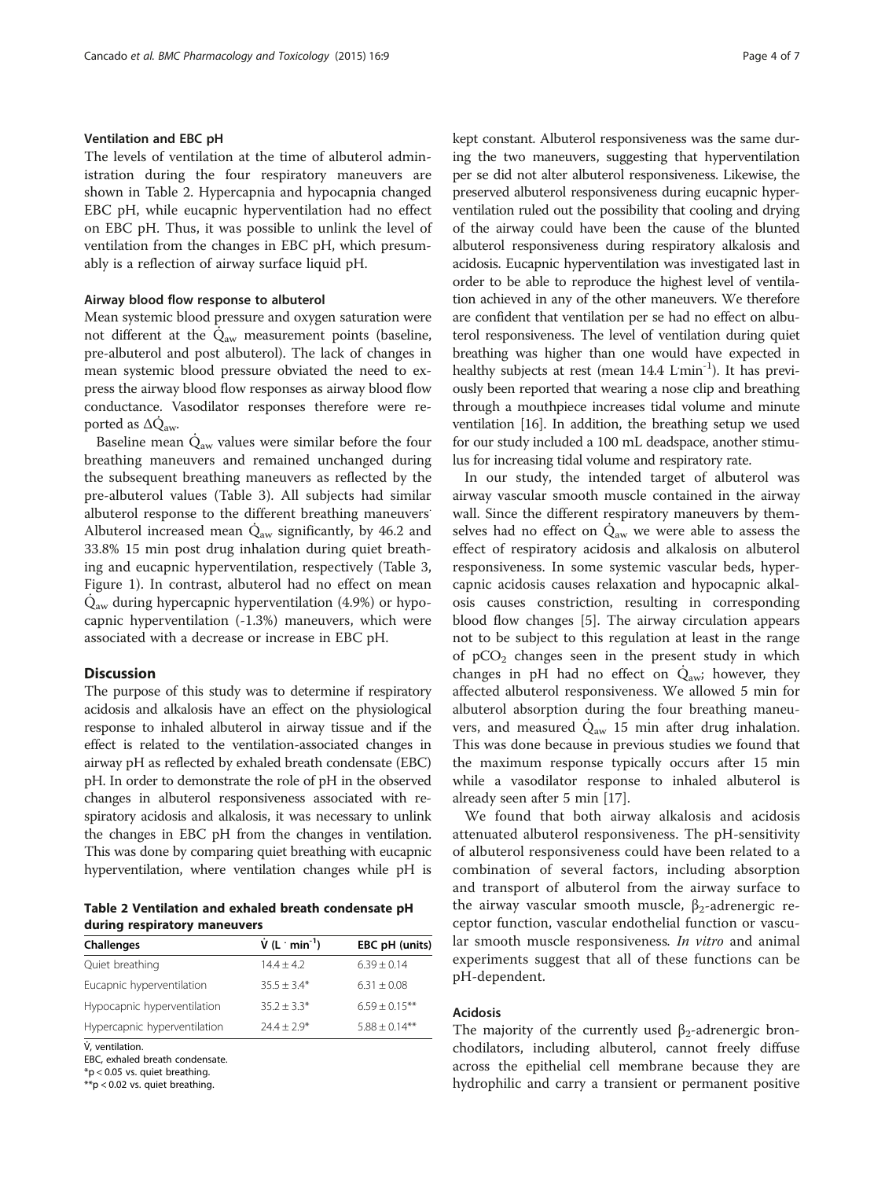### Ventilation and EBC pH

The levels of ventilation at the time of albuterol administration during the four respiratory maneuvers are shown in Table 2. Hypercapnia and hypocapnia changed EBC pH, while eucapnic hyperventilation had no effect on EBC pH. Thus, it was possible to unlink the level of ventilation from the changes in EBC pH, which presumably is a reflection of airway surface liquid pH.

### Airway blood flow response to albuterol

Mean systemic blood pressure and oxygen saturation were not different at the $\dot{Q}_{aw}$ measurement points (baseline, pre-albuterol and post albuterol). The lack of changes in mean systemic blood pressure obviated the need to express the airway blood flow responses as airway blood flow conductance. Vasodilator responses therefore were reported as $\Delta\dot{Q}_{aw}$.

Baseline mean $\dot{Q}_{aw}$ values were similar before the four breathing maneuvers and remained unchanged during the subsequent breathing maneuvers as reflected by the pre-albuterol values (Table 3). All subjects had similar albuterol response to the different breathing maneuvers. Albuterol increased mean $\dot{Q}_{aw}$ significantly, by 46.2 and 33.8% 15 min post drug inhalation during quiet breathing and eucapnic hyperventilation, respectively (Table 3, Figure 1). In contrast, albuterol had no effect on mean $\dot{Q}_{aw}$ during hypercapnic hyperventilation (4.9%) or hypocapnic hyperventilation (-1.3%) maneuvers, which were associated with a decrease or increase in EBC pH.

## Discussion

The purpose of this study was to determine if respiratory acidosis and alkalosis have an effect on the physiological response to inhaled albuterol in airway tissue and if the effect is related to the ventilation-associated changes in airway pH as reflected by exhaled breath condensate (EBC) pH. In order to demonstrate the role of pH in the observed changes in albuterol responsiveness associated with respiratory acidosis and alkalosis, it was necessary to unlink the changes in EBC pH from the changes in ventilation. This was done by comparing quiet breathing with eucapnic hyperventilation, where ventilation changes while pH is kept constant. Albuterol responsiveness was the same during the two maneuvers, suggesting that hyperventilation per se did not alter albuterol responsiveness. Likewise, the preserved albuterol responsiveness during eucapnic hyperventilation ruled out the possibility that cooling and drying of the airway could have been the cause of the blunted albuterol responsiveness during respiratory alkalosis and acidosis. Eucapnic hyperventilation was investigated last in order to be able to reproduce the highest level of ventilation achieved in any of the other maneuvers. We therefore are confident that ventilation per se had no effect on albuterol responsiveness. The level of ventilation during quiet breathing was higher than one would have expected in healthy subjects at rest (mean 14.4 $L \cdot min^{-1}$). It has previously been reported that wearing a nose clip and breathing through a mouthpiece increases tidal volume and minute ventilation [16]. In addition, the breathing setup we used for our study included a 100 mL deadspace, another stimulus for increasing tidal volume and respiratory rate.

In our study, the intended target of albuterol was airway vascular smooth muscle contained in the airway wall. Since the different respiratory maneuvers by themselves had no effect on $\dot{Q}_{aw}$ we were able to assess the effect of respiratory acidosis and alkalosis on albuterol responsiveness. In some systemic vascular beds, hypercapnic acidosis causes relaxation and hypocapnic alkalosis causes constriction, resulting in corresponding blood flow changes [5]. The airway circulation appears not to be subject to this regulation at least in the range of $pCO_2$ changes seen in the present study in which changes in pH had no effect on $\dot{Q}_{aw}$; however, they affected albuterol responsiveness. We allowed 5 min for albuterol absorption during the four breathing maneuvers, and measured $\dot{Q}_{aw}$ 15 min after drug inhalation. This was done because in previous studies we found that the maximum response typically occurs after 15 min while a vasodilator response to inhaled albuterol is already seen after 5 min [17].

We found that both airway alkalosis and acidosis attenuated albuterol responsiveness. The pH-sensitivity of albuterol responsiveness could have been related to a combination of several factors, including absorption and transport of albuterol from the airway surface to the airway vascular smooth muscle, $\beta_2$-adrenergic receptor function, vascular endothelial function or vascular smooth muscle responsiveness. *In vitro* and animal experiments suggest that all of these functions can be pH-dependent.

### Acidosis

The majority of the currently used $\beta_2$-adrenergic bronchodilators, including albuterol, cannot freely diffuse across the epithelial cell membrane because they are hydrophilic and carry a transient or permanent positive

**Table 2 Ventilation and exhaled breath condensate pH during respiratory maneuvers**

| Challenges | $\dot{V}$ ($L \cdot min^{-1}$) | EBC pH (units) |
|---|---|---|
| Quiet breathing | 14.4 ± 4.2 | 6.39 ± 0.14 |
| Eucapnic hyperventilation | 35.5 ± 3.4* | 6.31 ± 0.08 |
| Hypocapnic hyperventilation | 35.2 ± 3.3* | 6.59 ± 0.15** |
| Hypercapnic hyperventilation | 24.4 ± 2.9* | 5.88 ± 0.14** |

$\dot{V}$, ventilation.
EBC, exhaled breath condensate.
*p < 0.05 vs. quiet breathing.
**p < 0.02 vs. quiet breathing.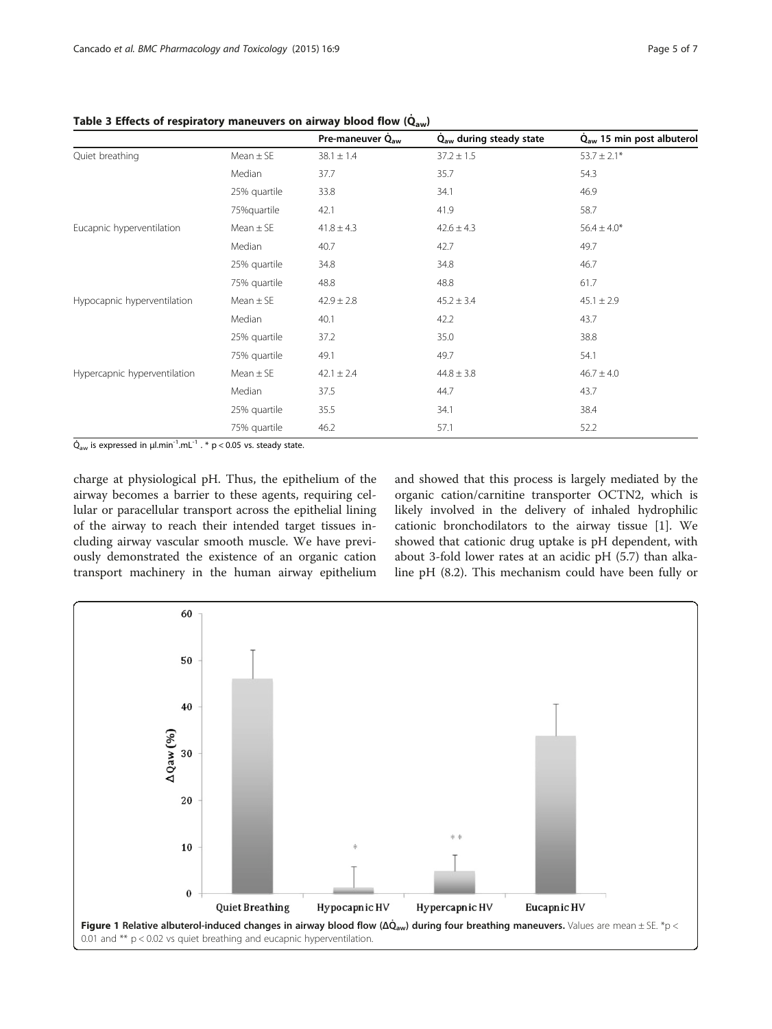**Table 3 Effects of respiratory maneuvers on airway blood flow ($\dot{Q}_{aw}$)**

| | | Pre-maneuver $\dot{Q}_{aw}$ | $\dot{Q}_{aw}$ during steady state | $\dot{Q}_{aw}$ 15 min post albuterol |
|---|---|---|---|---|
| Quiet breathing | Mean ± SE | 38.1 ± 1.4 | 37.2 ± 1.5 | 53.7 ± 2.1* |
| | Median | 37.7 | 35.7 | 54.3 |
| | 25% quartile | 33.8 | 34.1 | 46.9 |
| | 75%quartile | 42.1 | 41.9 | 58.7 |
| Eucapnic hyperventilation | Mean ± SE | 41.8 ± 4.3 | 42.6 ± 4.3 | 56.4 ± 4.0* |
| | Median | 40.7 | 42.7 | 49.7 |
| | 25% quartile | 34.8 | 34.8 | 46.7 |
| | 75% quartile | 48.8 | 48.8 | 61.7 |
| Hypocapnic hyperventilation | Mean ± SE | 42.9 ± 2.8 | 45.2 ± 3.4 | 45.1 ± 2.9 |
| | Median | 40.1 | 42.2 | 43.7 |
| | 25% quartile | 37.2 | 35.0 | 38.8 |
| | 75% quartile | 49.1 | 49.7 | 54.1 |
| Hypercapnic hyperventilation | Mean ± SE | 42.1 ± 2.4 | 44.8 ± 3.8 | 46.7 ± 4.0 |
| | Median | 37.5 | 44.7 | 43.7 |
| | 25% quartile | 35.5 | 34.1 | 38.4 |
| | 75% quartile | 46.2 | 57.1 | 52.2 |

$\dot{Q}_{aw}$ is expressed in µl.min$^{-1}$.mL$^{-1}$ . * $p < 0.05$ vs. steady state.

charge at physiological pH. Thus, the epithelium of the airway becomes a barrier to these agents, requiring cellular or paracellular transport across the epithelial lining of the airway to reach their intended target tissues including airway vascular smooth muscle. We have previously demonstrated the existence of an organic cation transport machinery in the human airway epithelium and showed that this process is largely mediated by the organic cation/carnitine transporter OCTN2, which is likely involved in the delivery of inhaled hydrophilic cationic bronchodilators to the airway tissue [1]. We showed that cationic drug uptake is pH dependent, with about 3-fold lower rates at an acidic pH (5.7) than alkaline pH (8.2). This mechanism could have been fully or

**Figure 1 Relative albuterol-induced changes in airway blood flow ($\Delta\dot{Q}_{aw}$) during four breathing maneuvers.** Values are mean ± SE. *$p < 0.01$ and ** $p < 0.02$ vs quiet breathing and eucapnic hyperventilation.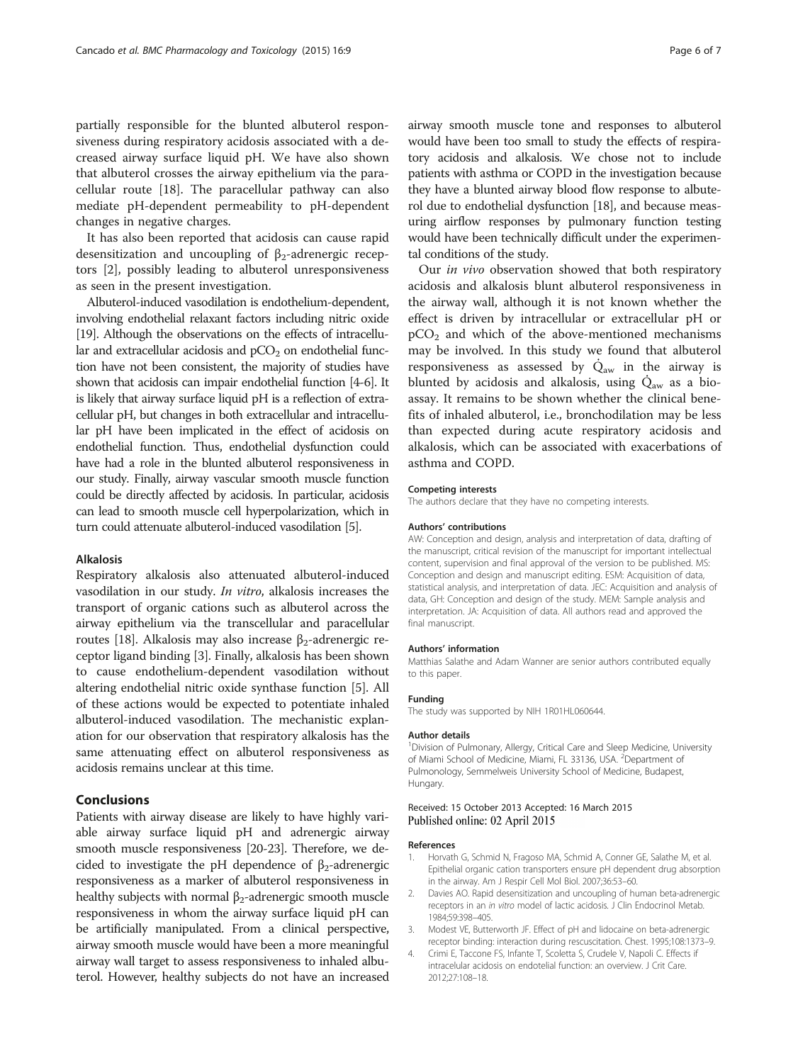partially responsible for the blunted albuterol responsiveness during respiratory acidosis associated with a decreased airway surface liquid pH. We have also shown that albuterol crosses the airway epithelium via the paracellular route [18]. The paracellular pathway can also mediate pH-dependent permeability to pH-dependent changes in negative charges.

It has also been reported that acidosis can cause rapid desensitization and uncoupling of $\beta_2$-adrenergic receptors [2], possibly leading to albuterol unresponsiveness as seen in the present investigation.

Albuterol-induced vasodilation is endothelium-dependent, involving endothelial relaxant factors including nitric oxide [19]. Although the observations on the effects of intracellular and extracellular acidosis and $pCO_2$ on endothelial function have not been consistent, the majority of studies have shown that acidosis can impair endothelial function [4-6]. It is likely that airway surface liquid pH is a reflection of extracellular pH, but changes in both extracellular and intracellular pH have been implicated in the effect of acidosis on endothelial function. Thus, endothelial dysfunction could have had a role in the blunted albuterol responsiveness in our study. Finally, airway vascular smooth muscle function could be directly affected by acidosis. In particular, acidosis can lead to smooth muscle cell hyperpolarization, which in turn could attenuate albuterol-induced vasodilation [5].

### Alkalosis

Respiratory alkalosis also attenuated albuterol-induced vasodilation in our study. *In vitro*, alkalosis increases the transport of organic cations such as albuterol across the airway epithelium via the transcellular and paracellular routes [18]. Alkalosis may also increase $\beta_2$-adrenergic receptor ligand binding [3]. Finally, alkalosis has been shown to cause endothelium-dependent vasodilation without altering endothelial nitric oxide synthase function [5]. All of these actions would be expected to potentiate inhaled albuterol-induced vasodilation. The mechanistic explanation for our observation that respiratory alkalosis has the same attenuating effect on albuterol responsiveness as acidosis remains unclear at this time.

## Conclusions

Patients with airway disease are likely to have highly variable airway surface liquid pH and adrenergic airway smooth muscle responsiveness [20-23]. Therefore, we decided to investigate the pH dependence of $\beta_2$-adrenergic responsiveness as a marker of albuterol responsiveness in healthy subjects with normal $\beta_2$-adrenergic smooth muscle responsiveness in whom the airway surface liquid pH can be artificially manipulated. From a clinical perspective, airway smooth muscle would have been a more meaningful airway wall target to assess responsiveness to inhaled albuterol. However, healthy subjects do not have an increased airway smooth muscle tone and responses to albuterol would have been too small to study the effects of respiratory acidosis and alkalosis. We chose not to include patients with asthma or COPD in the investigation because they have a blunted airway blood flow response to albuterol due to endothelial dysfunction [18], and because measuring airflow responses by pulmonary function testing would have been technically difficult under the experimental conditions of the study.

Our *in vivo* observation showed that both respiratory acidosis and alkalosis blunt albuterol responsiveness in the airway wall, although it is not known whether the effect is driven by intracellular or extracellular pH or $pCO_2$ and which of the above-mentioned mechanisms may be involved. In this study we found that albuterol responsiveness as assessed by $\dot{Q}_{aw}$ in the airway is blunted by acidosis and alkalosis, using $\dot{Q}_{aw}$ as a bioassay. It remains to be shown whether the clinical benefits of inhaled albuterol, i.e., bronchodilation may be less than expected during acute respiratory acidosis and alkalosis, which can be associated with exacerbations of asthma and COPD.

#### Competing interests

The authors declare that they have no competing interests.

#### Authors' contributions

AW: Conception and design, analysis and interpretation of data, drafting of the manuscript, critical revision of the manuscript for important intellectual content, supervision and final approval of the version to be published. MS: Conception and design and manuscript editing. ESM: Acquisition of data, statistical analysis, and interpretation of data. JEC: Acquisition and analysis of data, GH: Conception and design of the study. MEM: Sample analysis and interpretation. JA: Acquisition of data. All authors read and approved the final manuscript.

#### Authors' information

Matthias Salathe and Adam Wanner are senior authors contributed equally to this paper.

#### Funding

The study was supported by NIH 1R01HL060644.

#### Author details

[1]Division of Pulmonary, Allergy, Critical Care and Sleep Medicine, University of Miami School of Medicine, Miami, FL 33136, USA. [2]Department of Pulmonology, Semmelweis University School of Medicine, Budapest, Hungary.

Received: 15 October 2013 Accepted: 16 March 2015
Published online: 02 April 2015

#### References

1. Horvath G, Schmid N, Fragoso MA, Schmid A, Conner GE, Salathe M, et al. Epithelial organic cation transporters ensure pH dependent drug absorption in the airway. Am J Respir Cell Mol Biol. 2007;36:53–60.
2. Davies AO. Rapid desensitization and uncoupling of human beta-adrenergic receptors in an *in vitro* model of lactic acidosis. J Clin Endocrinol Metab. 1984;59:398–405.
3. Modest VE, Butterworth JF. Effect of pH and lidocaine on beta-adrenergic receptor binding: interaction during rescuscitation. Chest. 1995;108:1373–9.
4. Crimi E, Taccone FS, Infante T, Scoletta S, Crudele V, Napoli C. Effects if intracellular acidosis on endotelial function: an overview. J Crit Care. 2012;27:108–18.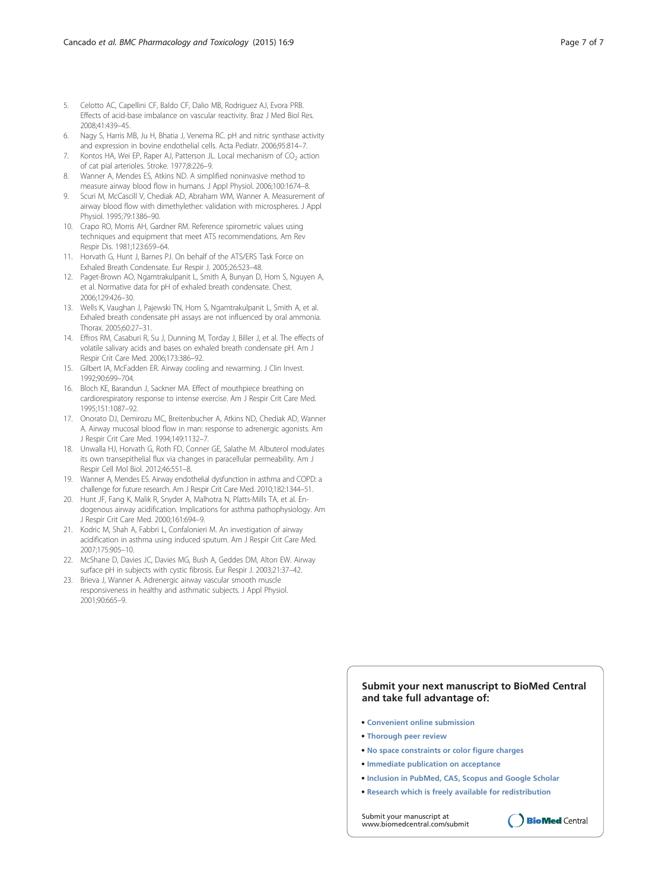5. Celotto AC, Capellini CF, Baldo CF, Dalio MB, Rodriguez AJ, Evora PRB. Effects of acid-base imbalance on vascular reactivity. Braz J Med Biol Res. 2008;41:439–45.
6. Nagy S, Harris MB, Ju H, Bhatia J, Venema RC. pH and nitric synthase activity and expression in bovine endothelial cells. Acta Pediatr. 2006;95:814–7.
7. Kontos HA, Wei EP, Raper AJ, Patterson JL. Local mechanism of $CO_2$ action of cat pial arterioles. Stroke. 1977;8:226–9.
8. Wanner A, Mendes ES, Atkins ND. A simplified noninvasive method to measure airway blood flow in humans. J Appl Physiol. 2006;100:1674–8.
9. Scuri M, McCascill V, Chediak AD, Abraham WM, Wanner A. Measurement of airway blood flow with dimethylether: validation with microspheres. J Appl Physiol. 1995;79:1386–90.
10. Crapo RO, Morris AH, Gardner RM. Reference spirometric values using techniques and equipment that meet ATS recommendations. Am Rev Respir Dis. 1981;123:659–64.
11. Horvath G, Hunt J, Barnes PJ. On behalf of the ATS/ERS Task Force on Exhaled Breath Condensate. Eur Respir J. 2005;26:523–48.
12. Paget-Brown AO, Ngamtrakulpanit L, Smith A, Bunyan D, Hom S, Nguyen A, et al. Normative data for pH of exhaled breath condensate. Chest. 2006;129:426–30.
13. Wells K, Vaughan J, Pajewski TN, Hom S, Ngamtrakulpanit L, Smith A, et al. Exhaled breath condensate pH assays are not influenced by oral ammonia. Thorax. 2005;60:27–31.
14. Effros RM, Casaburi R, Su J, Dunning M, Torday J, Biller J, et al. The effects of volatile salivary acids and bases on exhaled breath condensate pH. Am J Respir Crit Care Med. 2006;173:386–92.
15. Gilbert IA, McFadden ER. Airway cooling and rewarming. J Clin Invest. 1992;90:699–704.
16. Bloch KE, Barandun J, Sackner MA. Effect of mouthpiece breathing on cardiorespiratory response to intense exercise. Am J Respir Crit Care Med. 1995;151:1087–92.
17. Onorato DJ, Demirozu MC, Breitenbucher A, Atkins ND, Chediak AD, Wanner A. Airway mucosal blood flow in man: response to adrenergic agonists. Am J Respir Crit Care Med. 1994;149:1132–7.
18. Unwalla HJ, Horvath G, Roth FD, Conner GE, Salathe M. Albuterol modulates its own transepithelial flux via changes in paracellular permeability. Am J Respir Cell Mol Biol. 2012;46:551–8.
19. Wanner A, Mendes ES. Airway endothelial dysfunction in asthma and COPD: a challenge for future research. Am J Respir Crit Care Med. 2010;182:1344–51.
20. Hunt JF, Fang K, Malik R, Snyder A, Malhotra N, Platts-Mills TA, et al. Endogenous airway acidification. Implications for asthma pathophysiology. Am J Respir Crit Care Med. 2000;161:694–9.
21. Kodric M, Shah A, Fabbri L, Confalonieri M. An investigation of airway acidification in asthma using induced sputum. Am J Respir Crit Care Med. 2007;175:905–10.
22. McShane D, Davies JC, Davies MG, Bush A, Geddes DM, Alton EW. Airway surface pH in subjects with cystic fibrosis. Eur Respir J. 2003;21:37–42.
23. Brieva J, Wanner A. Adrenergic airway vascular smooth muscle responsiveness in healthy and asthmatic subjects. J Appl Physiol. 2001;90:665–9.

**Submit your next manuscript to BioMed Central and take full advantage of:**

- **Convenient online submission**
- **Thorough peer review**
- **No space constraints or color figure charges**
- **Immediate publication on acceptance**
- **Inclusion in PubMed, CAS, Scopus and Google Scholar**
- **Research which is freely available for redistribution**

Submit your manuscript at
www.biomedcentral.com/submit

BioMed Central